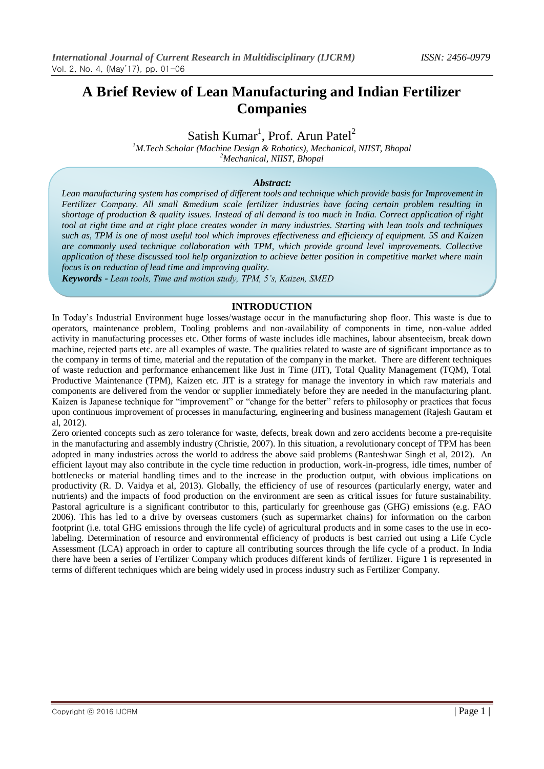# A Brief Review of Lean Manufacturing and Indian Fertilizer Companies

Satish Kumar[1], Prof. Arun Patel[2]

[1]*M.Tech Scholar (Machine Design & Robotics), Mechanical, NIIST, Bhopal*
[2]*Mechanical, NIIST, Bhopal*

***Abstract:***

*Lean manufacturing system has comprised of different tools and technique which provide basis for Improvement in Fertilizer Company. All small &medium scale fertilizer industries have facing certain problem resulting in shortage of production & quality issues. Instead of all demand is too much in India. Correct application of right tool at right time and at right place creates wonder in many industries. Starting with lean tools and techniques such as, TPM is one of most useful tool which improves effectiveness and efficiency of equipment. 5S and Kaizen are commonly used technique collaboration with TPM, which provide ground level improvements. Collective application of these discussed tool help organization to achieve better position in competitive market where main focus is on reduction of lead time and improving quality.*

***Keywords -*** *Lean tools, Time and motion study, TPM, 5's, Kaizen, SMED*

## INTRODUCTION

In Today's Industrial Environment huge losses/wastage occur in the manufacturing shop floor. This waste is due to operators, maintenance problem, Tooling problems and non-availability of components in time, non-value added activity in manufacturing processes etc. Other forms of waste includes idle machines, labour absenteeism, break down machine, rejected parts etc. are all examples of waste. The qualities related to waste are of significant importance as to the company in terms of time, material and the reputation of the company in the market. There are different techniques of waste reduction and performance enhancement like Just in Time (JIT), Total Quality Management (TQM), Total Productive Maintenance (TPM), Kaizen etc. JIT is a strategy for manage the inventory in which raw materials and components are delivered from the vendor or supplier immediately before they are needed in the manufacturing plant. Kaizen is Japanese technique for "improvement" or "change for the better" refers to philosophy or practices that focus upon continuous improvement of processes in manufacturing, engineering and business management (Rajesh Gautam et al, 2012).

Zero oriented concepts such as zero tolerance for waste, defects, break down and zero accidents become a pre-requisite in the manufacturing and assembly industry (Christie, 2007). In this situation, a revolutionary concept of TPM has been adopted in many industries across the world to address the above said problems (Ranteshwar Singh et al, 2012). An efficient layout may also contribute in the cycle time reduction in production, work-in-progress, idle times, number of bottlenecks or material handling times and to the increase in the production output, with obvious implications on productivity (R. D. Vaidya et al, 2013). Globally, the efficiency of use of resources (particularly energy, water and nutrients) and the impacts of food production on the environment are seen as critical issues for future sustainability. Pastoral agriculture is a significant contributor to this, particularly for greenhouse gas (GHG) emissions (e.g. FAO 2006). This has led to a drive by overseas customers (such as supermarket chains) for information on the carbon footprint (i.e. total GHG emissions through the life cycle) of agricultural products and in some cases to the use in eco-labeling. Determination of resource and environmental efficiency of products is best carried out using a Life Cycle Assessment (LCA) approach in order to capture all contributing sources through the life cycle of a product. In India there have been a series of Fertilizer Company which produces different kinds of fertilizer. Figure 1 is represented in terms of different techniques which are being widely used in process industry such as Fertilizer Company.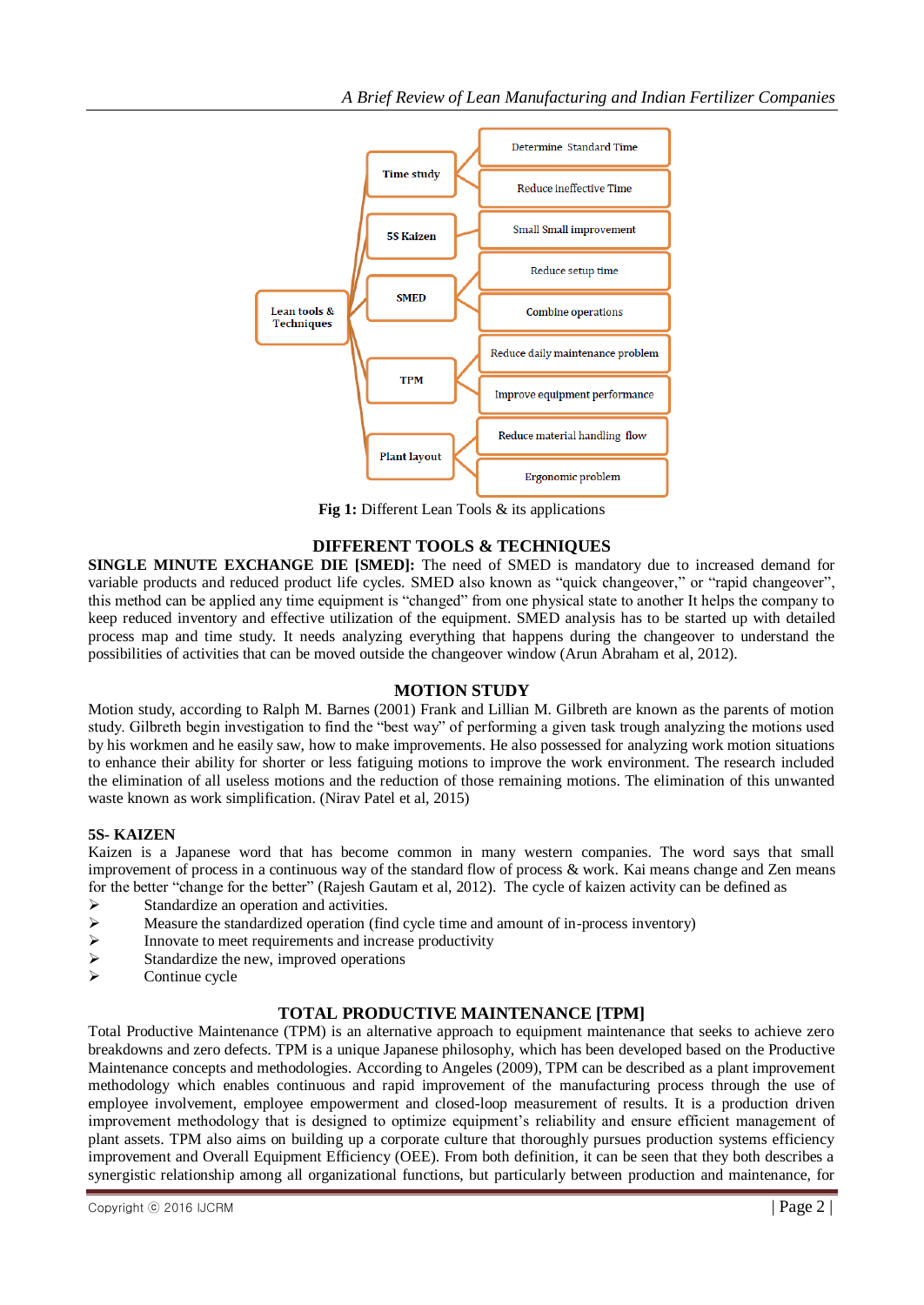Lean tools & Techniques

- Time study
  - Determine Standard Time
  - Reduce ineffective Time
- 5S Kaizen
  - Small Small improvement
- SMED
  - Reduce setup time
  - Combine operations
- TPM
  - Reduce daily maintenance problem
  - Improve equipment performance
- Plant layout
  - Reduce material handling flow
  - Ergonomic problem

**Fig 1:** Different Lean Tools & its applications

## DIFFERENT TOOLS & TECHNIQUES

**SINGLE MINUTE EXCHANGE DIE [SMED]:** The need of SMED is mandatory due to increased demand for variable products and reduced product life cycles. SMED also known as "quick changeover," or "rapid changeover", this method can be applied any time equipment is "changed" from one physical state to another It helps the company to keep reduced inventory and effective utilization of the equipment. SMED analysis has to be started up with detailed process map and time study. It needs analyzing everything that happens during the changeover to understand the possibilities of activities that can be moved outside the changeover window (Arun Abraham et al, 2012).

## MOTION STUDY

Motion study, according to Ralph M. Barnes (2001) Frank and Lillian M. Gilbreth are known as the parents of motion study. Gilbreth begin investigation to find the "best way" of performing a given task trough analyzing the motions used by his workmen and he easily saw, how to make improvements. He also possessed for analyzing work motion situations to enhance their ability for shorter or less fatiguing motions to improve the work environment. The research included the elimination of all useless motions and the reduction of those remaining motions. The elimination of this unwanted waste known as work simplification. (Nirav Patel et al, 2015)

### 5S- KAIZEN

Kaizen is a Japanese word that has become common in many western companies. The word says that small improvement of process in a continuous way of the standard flow of process & work. Kai means change and Zen means for the better "change for the better" (Rajesh Gautam et al, 2012). The cycle of kaizen activity can be defined as

- Standardize an operation and activities.
- Measure the standardized operation (find cycle time and amount of in-process inventory)
- Innovate to meet requirements and increase productivity
- Standardize the new, improved operations
- Continue cycle

## TOTAL PRODUCTIVE MAINTENANCE [TPM]

Total Productive Maintenance (TPM) is an alternative approach to equipment maintenance that seeks to achieve zero breakdowns and zero defects. TPM is a unique Japanese philosophy, which has been developed based on the Productive Maintenance concepts and methodologies. According to Angeles (2009), TPM can be described as a plant improvement methodology which enables continuous and rapid improvement of the manufacturing process through the use of employee involvement, employee empowerment and closed-loop measurement of results. It is a production driven improvement methodology that is designed to optimize equipment's reliability and ensure efficient management of plant assets. TPM also aims on building up a corporate culture that thoroughly pursues production systems efficiency improvement and Overall Equipment Efficiency (OEE). From both definition, it can be seen that they both describes a synergistic relationship among all organizational functions, but particularly between production and maintenance, for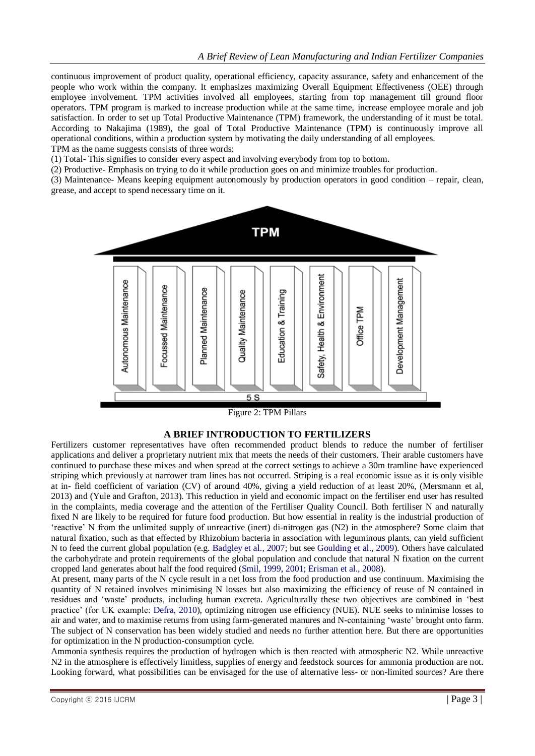continuous improvement of product quality, operational efficiency, capacity assurance, safety and enhancement of the people who work within the company. It emphasizes maximizing Overall Equipment Effectiveness (OEE) through employee involvement. TPM activities involved all employees, starting from top management till ground floor operators. TPM program is marked to increase production while at the same time, increase employee morale and job satisfaction. In order to set up Total Productive Maintenance (TPM) framework, the understanding of it must be total. According to Nakajima (1989), the goal of Total Productive Maintenance (TPM) is continuously improve all operational conditions, within a production system by motivating the daily understanding of all employees.

TPM as the name suggests consists of three words:

(1) Total- This signifies to consider every aspect and involving everybody from top to bottom.

(2) Productive- Emphasis on trying to do it while production goes on and minimize troubles for production.

(3) Maintenance- Means keeping equipment autonomously by production operators in good condition – repair, clean, grease, and accept to spend necessary time on it.

TPM

Autonomous Maintenance | Focussed Maintenance | Planned Maintenance | Quality Maintenance | Education & Training | Safety, Health & Environment | Office TPM | Development Management

5 S

Figure 2: TPM Pillars

## A BRIEF INTRODUCTION TO FERTILIZERS

Fertilizers customer representatives have often recommended product blends to reduce the number of fertiliser applications and deliver a proprietary nutrient mix that meets the needs of their customers. Their arable customers have continued to purchase these mixes and when spread at the correct settings to achieve a 30m tramline have experienced striping which previously at narrower tram lines has not occurred. Striping is a real economic issue as it is only visible at in- field coefficient of variation (CV) of around 40%, giving a yield reduction of at least 20%, (Mersmann et al, 2013) and (Yule and Grafton, 2013). This reduction in yield and economic impact on the fertiliser end user has resulted in the complaints, media coverage and the attention of the Fertiliser Quality Council. Both fertiliser N and naturally fixed N are likely to be required for future food production. But how essential in reality is the industrial production of 'reactive' N from the unlimited supply of unreactive (inert) di-nitrogen gas ($N_2$) in the atmosphere? Some claim that natural fixation, such as that effected by Rhizobium bacteria in association with leguminous plants, can yield sufficient N to feed the current global population (e.g. Badgley et al., 2007; but see Goulding et al., 2009). Others have calculated the carbohydrate and protein requirements of the global population and conclude that natural N fixation on the current cropped land generates about half the food required (Smil, 1999, 2001; Erisman et al., 2008).

At present, many parts of the N cycle result in a net loss from the food production and use continuum. Maximising the quantity of N retained involves minimising N losses but also maximizing the efficiency of reuse of N contained in residues and 'waste' products, including human excreta. Agriculturally these two objectives are combined in 'best practice' (for UK example: Defra, 2010), optimizing nitrogen use efficiency (NUE). NUE seeks to minimise losses to air and water, and to maximise returns from using farm-generated manures and N-containing 'waste' brought onto farm. The subject of N conservation has been widely studied and needs no further attention here. But there are opportunities for optimization in the N production-consumption cycle.

Ammonia synthesis requires the production of hydrogen which is then reacted with atmospheric $N_2$. While unreactive $N_2$ in the atmosphere is effectively limitless, supplies of energy and feedstock sources for ammonia production are not. Looking forward, what possibilities can be envisaged for the use of alternative less- or non-limited sources? Are there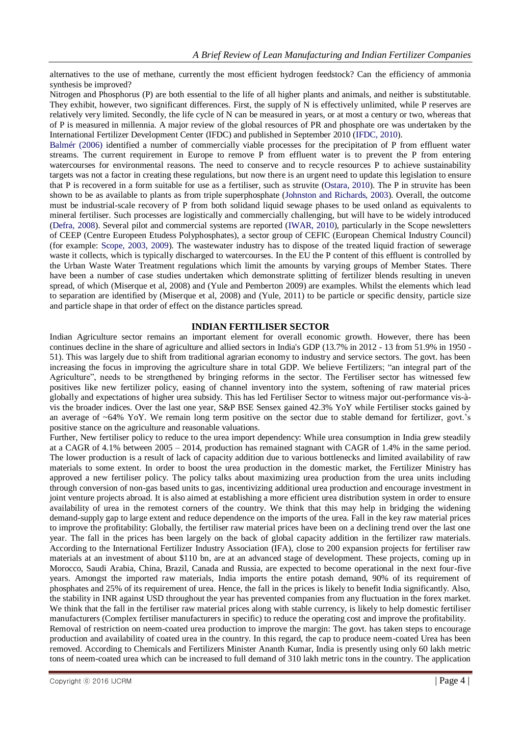alternatives to the use of methane, currently the most efficient hydrogen feedstock? Can the efficiency of ammonia synthesis be improved?

Nitrogen and Phosphorus (P) are both essential to the life of all higher plants and animals, and neither is substitutable. They exhibit, however, two significant differences. First, the supply of N is effectively unlimited, while P reserves are relatively very limited. Secondly, the life cycle of N can be measured in years, or at most a century or two, whereas that of P is measured in millennia. A major review of the global resources of PR and phosphate ore was undertaken by the International Fertilizer Development Center (IFDC) and published in September 2010 (IFDC, 2010).

Balmér (2006) identified a number of commercially viable processes for the precipitation of P from effluent water streams. The current requirement in Europe to remove P from effluent water is to prevent the P from entering watercourses for environmental reasons. The need to conserve and to recycle resources P to achieve sustainability targets was not a factor in creating these regulations, but now there is an urgent need to update this legislation to ensure that P is recovered in a form suitable for use as a fertiliser, such as struvite (Ostara, 2010). The P in struvite has been shown to be as available to plants as from triple superphosphate (Johnston and Richards, 2003). Overall, the outcome must be industrial-scale recovery of P from both solidand liquid sewage phases to be used onland as equivalents to mineral fertiliser. Such processes are logistically and commercially challenging, but will have to be widely introduced (Defra, 2008). Several pilot and commercial systems are reported (IWAR, 2010), particularly in the Scope newsletters of CEEP (Centre Europeen Etudess Polyphosphates), a sector group of CEFIC (European Chemical Industry Council) (for example: Scope, 2003, 2009). The wastewater industry has to dispose of the treated liquid fraction of sewerage waste it collects, which is typically discharged to watercourses. In the EU the P content of this effluent is controlled by the Urban Waste Water Treatment regulations which limit the amounts by varying groups of Member States. There have been a number of case studies undertaken which demonstrate splitting of fertilizer blends resulting in uneven spread, of which (Miserque et al, 2008) and (Yule and Pemberton 2009) are examples. Whilst the elements which lead to separation are identified by (Miserque et al, 2008) and (Yule, 2011) to be particle or specific density, particle size and particle shape in that order of effect on the distance particles spread.

## INDIAN FERTILISER SECTOR

Indian Agriculture sector remains an important element for overall economic growth. However, there has been continues decline in the share of agriculture and allied sectors in India's GDP (13.7% in 2012 - 13 from 51.9% in 1950 - 51). This was largely due to shift from traditional agrarian economy to industry and service sectors. The govt. has been increasing the focus in improving the agriculture share in total GDP. We believe Fertilizers; "an integral part of the Agriculture", needs to be strengthened by bringing reforms in the sector. The Fertiliser sector has witnessed few positives like new fertilizer policy, easing of channel inventory into the system, softening of raw material prices globally and expectations of higher urea subsidy. This has led Fertiliser Sector to witness major out-performance vis-à-vis the broader indices. Over the last one year, S&P BSE Sensex gained 42.3% YoY while Fertiliser stocks gained by an average of ~64% YoY. We remain long term positive on the sector due to stable demand for fertilizer, govt.'s positive stance on the agriculture and reasonable valuations.

Further, New fertiliser policy to reduce to the urea import dependency: While urea consumption in India grew steadily at a CAGR of 4.1% between 2005 – 2014, production has remained stagnant with CAGR of 1.4% in the same period. The lower production is a result of lack of capacity addition due to various bottlenecks and limited availability of raw materials to some extent. In order to boost the urea production in the domestic market, the Fertilizer Ministry has approved a new fertiliser policy. The policy talks about maximizing urea production from the urea units including through conversion of non-gas based units to gas, incentivizing additional urea production and encourage investment in joint venture projects abroad. It is also aimed at establishing a more efficient urea distribution system in order to ensure availability of urea in the remotest corners of the country. We think that this may help in bridging the widening demand-supply gap to large extent and reduce dependence on the imports of the urea. Fall in the key raw material prices to improve the profitability: Globally, the fertiliser raw material prices have been on a declining trend over the last one year. The fall in the prices has been largely on the back of global capacity addition in the fertilizer raw materials. According to the International Fertilizer Industry Association (IFA), close to 200 expansion projects for fertiliser raw materials at an investment of about \$110 bn, are at an advanced stage of development. These projects, coming up in Morocco, Saudi Arabia, China, Brazil, Canada and Russia, are expected to become operational in the next four-five years. Amongst the imported raw materials, India imports the entire potash demand, 90% of its requirement of phosphates and 25% of its requirement of urea. Hence, the fall in the prices is likely to benefit India significantly. Also, the stability in INR against USD throughout the year has prevented companies from any fluctuation in the forex market. We think that the fall in the fertiliser raw material prices along with stable currency, is likely to help domestic fertiliser manufacturers (Complex fertiliser manufacturers in specific) to reduce the operating cost and improve the profitability.

Removal of restriction on neem-coated urea production to improve the margin: The govt. has taken steps to encourage production and availability of coated urea in the country. In this regard, the cap to produce neem-coated Urea has been removed. According to Chemicals and Fertilizers Minister Ananth Kumar, India is presently using only 60 lakh metric tons of neem-coated urea which can be increased to full demand of 310 lakh metric tons in the country. The application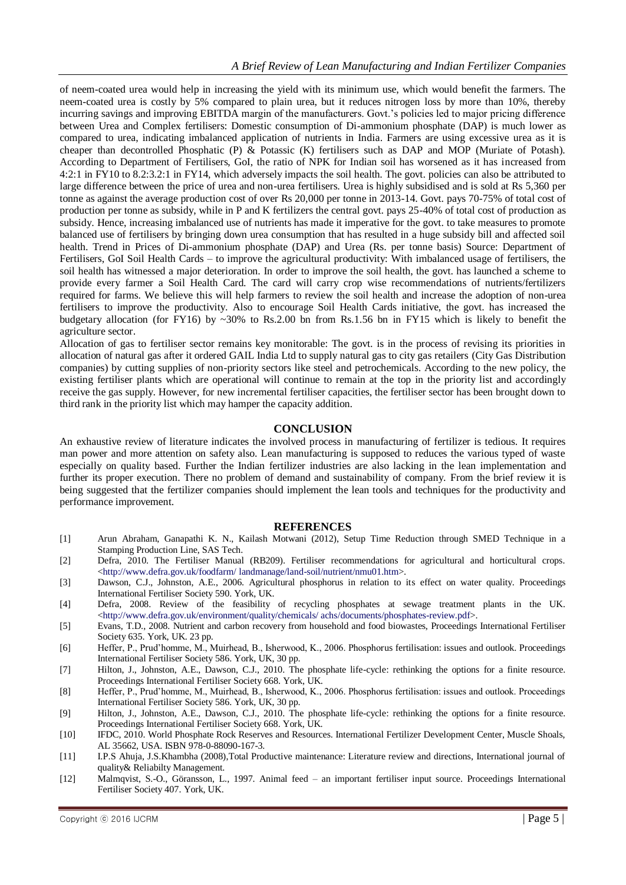of neem-coated urea would help in increasing the yield with its minimum use, which would benefit the farmers. The neem-coated urea is costly by 5% compared to plain urea, but it reduces nitrogen loss by more than 10%, thereby incurring savings and improving EBITDA margin of the manufacturers. Govt.'s policies led to major pricing difference between Urea and Complex fertilisers: Domestic consumption of Di-ammonium phosphate (DAP) is much lower as compared to urea, indicating imbalanced application of nutrients in India. Farmers are using excessive urea as it is cheaper than decontrolled Phosphatic (P) & Potassic (K) fertilisers such as DAP and MOP (Muriate of Potash). According to Department of Fertilisers, GoI, the ratio of NPK for Indian soil has worsened as it has increased from 4:2:1 in FY10 to 8.2:3.2:1 in FY14, which adversely impacts the soil health. The govt. policies can also be attributed to large difference between the price of urea and non-urea fertilisers. Urea is highly subsidised and is sold at Rs 5,360 per tonne as against the average production cost of over Rs 20,000 per tonne in 2013-14. Govt. pays 70-75% of total cost of production per tonne as subsidy, while in P and K fertilizers the central govt. pays 25-40% of total cost of production as subsidy. Hence, increasing imbalanced use of nutrients has made it imperative for the govt. to take measures to promote balanced use of fertilisers by bringing down urea consumption that has resulted in a huge subsidy bill and affected soil health. Trend in Prices of Di-ammonium phosphate (DAP) and Urea (Rs. per tonne basis) Source: Department of Fertilisers, GoI Soil Health Cards – to improve the agricultural productivity: With imbalanced usage of fertilisers, the soil health has witnessed a major deterioration. In order to improve the soil health, the govt. has launched a scheme to provide every farmer a Soil Health Card. The card will carry crop wise recommendations of nutrients/fertilizers required for farms. We believe this will help farmers to review the soil health and increase the adoption of non-urea fertilisers to improve the productivity. Also to encourage Soil Health Cards initiative, the govt. has increased the budgetary allocation (for FY16) by ~30% to Rs.2.00 bn from Rs.1.56 bn in FY15 which is likely to benefit the agriculture sector.

Allocation of gas to fertiliser sector remains key monitorable: The govt. is in the process of revising its priorities in allocation of natural gas after it ordered GAIL India Ltd to supply natural gas to city gas retailers (City Gas Distribution companies) by cutting supplies of non-priority sectors like steel and petrochemicals. According to the new policy, the existing fertiliser plants which are operational will continue to remain at the top in the priority list and accordingly receive the gas supply. However, for new incremental fertiliser capacities, the fertiliser sector has been brought down to third rank in the priority list which may hamper the capacity addition.

## CONCLUSION

An exhaustive review of literature indicates the involved process in manufacturing of fertilizer is tedious. It requires man power and more attention on safety also. Lean manufacturing is supposed to reduces the various typed of waste especially on quality based. Further the Indian fertilizer industries are also lacking in the lean implementation and further its proper execution. There no problem of demand and sustainability of company. From the brief review it is being suggested that the fertilizer companies should implement the lean tools and techniques for the productivity and performance improvement.

## REFERENCES

[1] Arun Abraham, Ganapathi K. N., Kailash Motwani (2012), Setup Time Reduction through SMED Technique in a Stamping Production Line, SAS Tech.

[2] Defra, 2010. The Fertiliser Manual (RB209). Fertiliser recommendations for agricultural and horticultural crops. <http://www.defra.gov.uk/foodfarm/ landmanage/land-soil/nutrient/nmu01.htm>.

[3] Dawson, C.J., Johnston, A.E., 2006. Agricultural phosphorus in relation to its effect on water quality. Proceedings International Fertiliser Society 590. York, UK.

[4] Defra, 2008. Review of the feasibility of recycling phosphates at sewage treatment plants in the UK. <http://www.defra.gov.uk/environment/quality/chemicals/ achs/documents/phosphates-review.pdf>.

[5] Evans, T.D., 2008. Nutrient and carbon recovery from household and food biowastes, Proceedings International Fertiliser Society 635. York, UK. 23 pp.

[6] Heffer, P., Prud'homme, M., Muirhead, B., Isherwood, K., 2006. Phosphorus fertilisation: issues and outlook. Proceedings International Fertiliser Society 586. York, UK, 30 pp.

[7] Hilton, J., Johnston, A.E., Dawson, C.J., 2010. The phosphate life-cycle: rethinking the options for a finite resource. Proceedings International Fertiliser Society 668. York, UK.

[8] Heffer, P., Prud'homme, M., Muirhead, B., Isherwood, K., 2006. Phosphorus fertilisation: issues and outlook. Proceedings International Fertiliser Society 586. York, UK, 30 pp.

[9] Hilton, J., Johnston, A.E., Dawson, C.J., 2010. The phosphate life-cycle: rethinking the options for a finite resource. Proceedings International Fertiliser Society 668. York, UK.

[10] IFDC, 2010. World Phosphate Rock Reserves and Resources. International Fertilizer Development Center, Muscle Shoals, AL 35662, USA. ISBN 978-0-88090-167-3.

[11] I.P.S Ahuja, J.S.Khambha (2008),Total Productive maintenance: Literature review and directions, International journal of quality& Reliabilty Management.

[12] Malmqvist, S.-O., Göransson, L., 1997. Animal feed – an important fertiliser input source. Proceedings International Fertiliser Society 407. York, UK.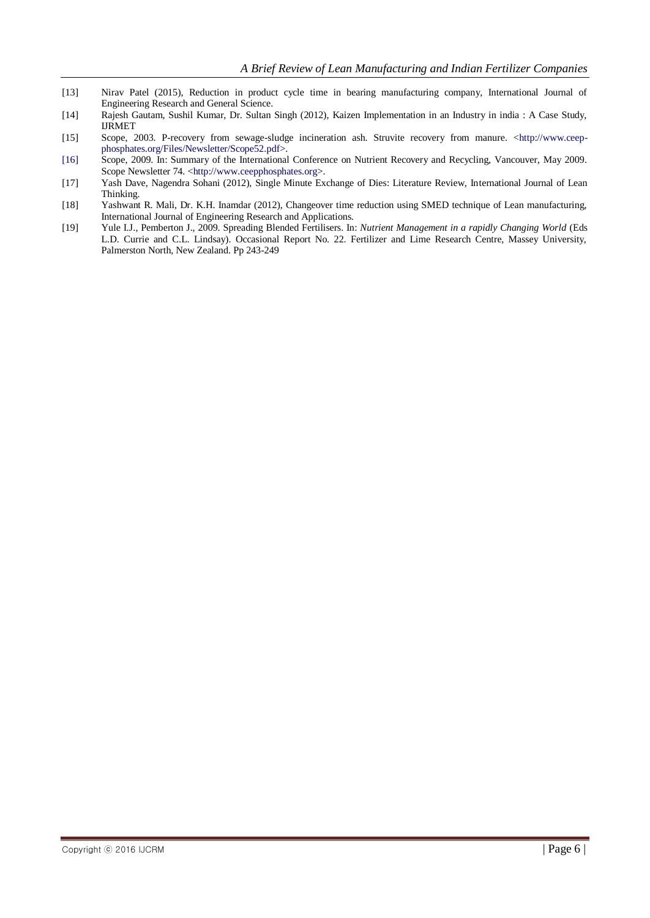[13] Nirav Patel (2015), Reduction in product cycle time in bearing manufacturing company, International Journal of Engineering Research and General Science.

[14] Rajesh Gautam, Sushil Kumar, Dr. Sultan Singh (2012), Kaizen Implementation in an Industry in india : A Case Study, IJRMET

[15] Scope, 2003. P-recovery from sewage-sludge incineration ash. Struvite recovery from manure. <http://www.ceep-phosphates.org/Files/Newsletter/Scope52.pdf>.

[16] Scope, 2009. In: Summary of the International Conference on Nutrient Recovery and Recycling, Vancouver, May 2009. Scope Newsletter 74. <http://www.ceepphosphates.org>.

[17] Yash Dave, Nagendra Sohani (2012), Single Minute Exchange of Dies: Literature Review, International Journal of Lean Thinking.

[18] Yashwant R. Mali, Dr. K.H. Inamdar (2012), Changeover time reduction using SMED technique of Lean manufacturing, International Journal of Engineering Research and Applications.

[19] Yule I.J., Pemberton J., 2009. Spreading Blended Fertilisers. In: *Nutrient Management in a rapidly Changing World* (Eds L.D. Currie and C.L. Lindsay). Occasional Report No. 22. Fertilizer and Lime Research Centre, Massey University, Palmerston North, New Zealand. Pp 243-249